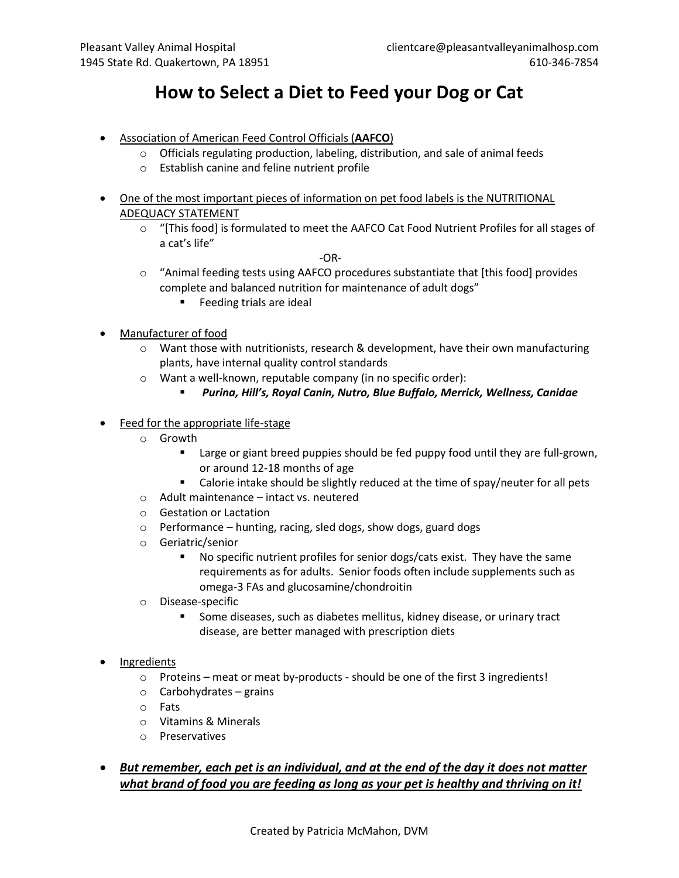Pleasant Valley Animal Hospital
1945 State Rd. Quakertown, PA 18951

clientcare@pleasantvalleyanimalhosp.com
610-346-7854

# How to Select a Diet to Feed your Dog or Cat

- <u>Association of American Feed Control Officials (**AAFCO**)</u>
  - Officials regulating production, labeling, distribution, and sale of animal feeds
  - Establish canine and feline nutrient profile

- <u>One of the most important pieces of information on pet food labels is the NUTRITIONAL ADEQUACY STATEMENT</u>
  - "[This food] is formulated to meet the AAFCO Cat Food Nutrient Profiles for all stages of a cat's life"

    -OR-

  - "Animal feeding tests using AAFCO procedures substantiate that [this food] provides complete and balanced nutrition for maintenance of adult dogs"
    - Feeding trials are ideal

- <u>Manufacturer of food</u>
  - Want those with nutritionists, research & development, have their own manufacturing plants, have internal quality control standards
  - Want a well-known, reputable company (in no specific order):
    - ***Purina, Hill's, Royal Canin, Nutro, Blue Buffalo, Merrick, Wellness, Canidae***

- <u>Feed for the appropriate life-stage</u>
  - Growth
    - Large or giant breed puppies should be fed puppy food until they are full-grown, or around 12-18 months of age
    - Calorie intake should be slightly reduced at the time of spay/neuter for all pets
  - Adult maintenance – intact vs. neutered
  - Gestation or Lactation
  - Performance – hunting, racing, sled dogs, show dogs, guard dogs
  - Geriatric/senior
    - No specific nutrient profiles for senior dogs/cats exist. They have the same requirements as for adults. Senior foods often include supplements such as omega-3 FAs and glucosamine/chondroitin
  - Disease-specific
    - Some diseases, such as diabetes mellitus, kidney disease, or urinary tract disease, are better managed with prescription diets

- <u>Ingredients</u>
  - Proteins – meat or meat by-products - should be one of the first 3 ingredients!
  - Carbohydrates – grains
  - Fats
  - Vitamins & Minerals
  - Preservatives

- <u>***But remember, each pet is an individual, and at the end of the day it does not matter what brand of food you are feeding as long as your pet is healthy and thriving on it!***</u>

Created by Patricia McMahon, DVM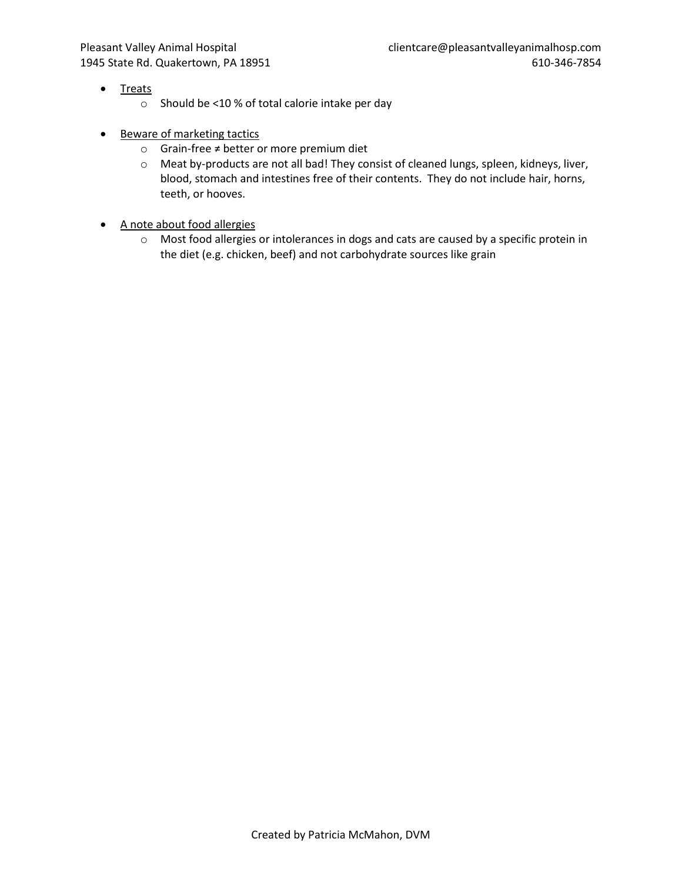- Treats
  - Should be <10 % of total calorie intake per day

- Beware of marketing tactics
  - Grain-free ≠ better or more premium diet
  - Meat by-products are not all bad! They consist of cleaned lungs, spleen, kidneys, liver, blood, stomach and intestines free of their contents. They do not include hair, horns, teeth, or hooves.

- A note about food allergies
  - Most food allergies or intolerances in dogs and cats are caused by a specific protein in the diet (e.g. chicken, beef) and not carbohydrate sources like grain